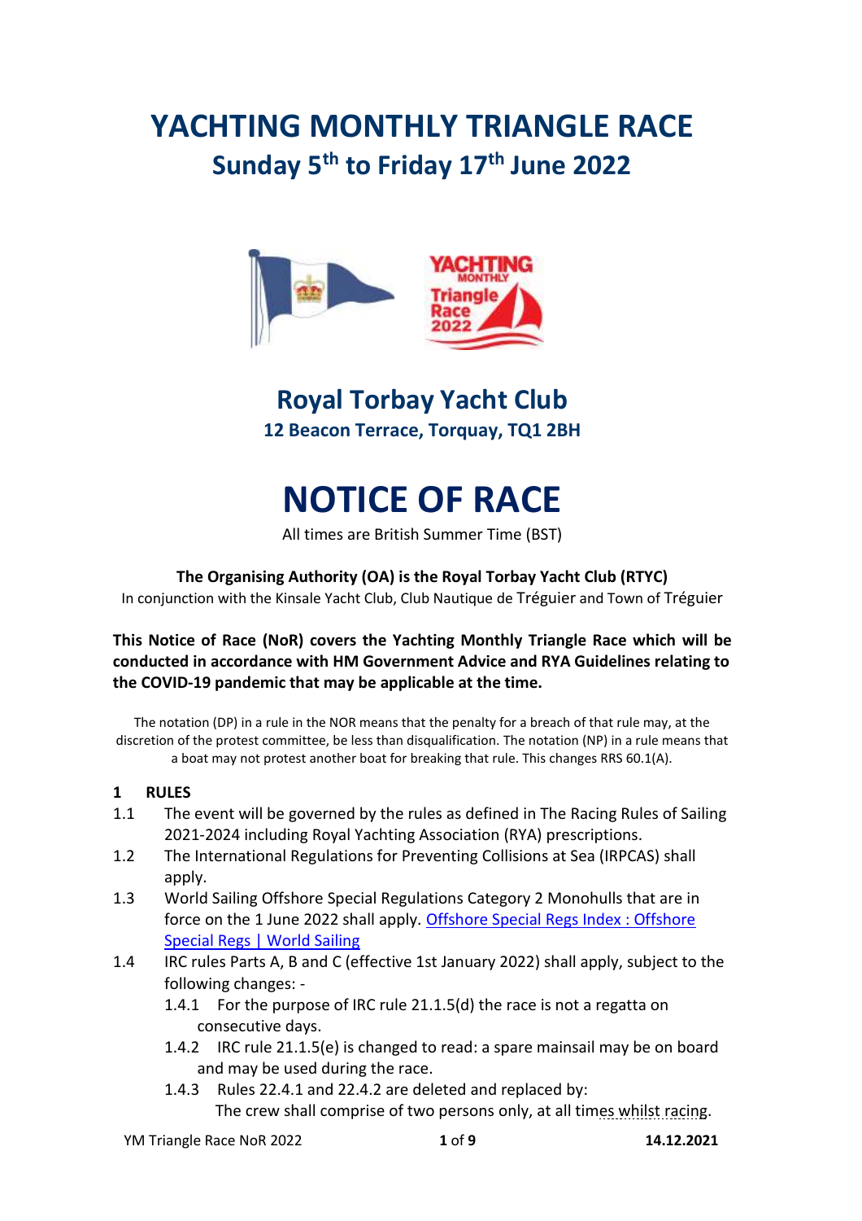# YACHTING MONTHLY TRIANGLE RACE

## Sunday 5th to Friday 17th June 2022

## Royal Torbay Yacht Club

**12 Beacon Terrace, Torquay, TQ1 2BH**

# NOTICE OF RACE

All times are British Summer Time (BST)

**The Organising Authority (OA) is the Royal Torbay Yacht Club (RTYC)**

In conjunction with the Kinsale Yacht Club, Club Nautique de Tréguier and Town of Tréguier

**This Notice of Race (NoR) covers the Yachting Monthly Triangle Race which will be conducted in accordance with HM Government Advice and RYA Guidelines relating to the COVID-19 pandemic that may be applicable at the time.**

The notation (DP) in a rule in the NOR means that the penalty for a breach of that rule may, at the discretion of the protest committee, be less than disqualification. The notation (NP) in a rule means that a boat may not protest another boat for breaking that rule. This changes RRS 60.1(A).

### 1 RULES

1.1 The event will be governed by the rules as defined in The Racing Rules of Sailing 2021-2024 including Royal Yachting Association (RYA) prescriptions.

1.2 The International Regulations for Preventing Collisions at Sea (IRPCAS) shall apply.

1.3 World Sailing Offshore Special Regulations Category 2 Monohulls that are in force on the 1 June 2022 shall apply. [Offshore Special Regs Index : Offshore Special Regs | World Sailing]

1.4 IRC rules Parts A, B and C (effective 1st January 2022) shall apply, subject to the following changes: -

1.4.1 For the purpose of IRC rule 21.1.5(d) the race is not a regatta on consecutive days.

1.4.2 IRC rule 21.1.5(e) is changed to read: a spare mainsail may be on board and may be used during the race.

1.4.3 Rules 22.4.1 and 22.4.2 are deleted and replaced by:
The crew shall comprise of two persons only, at all times whilst racing.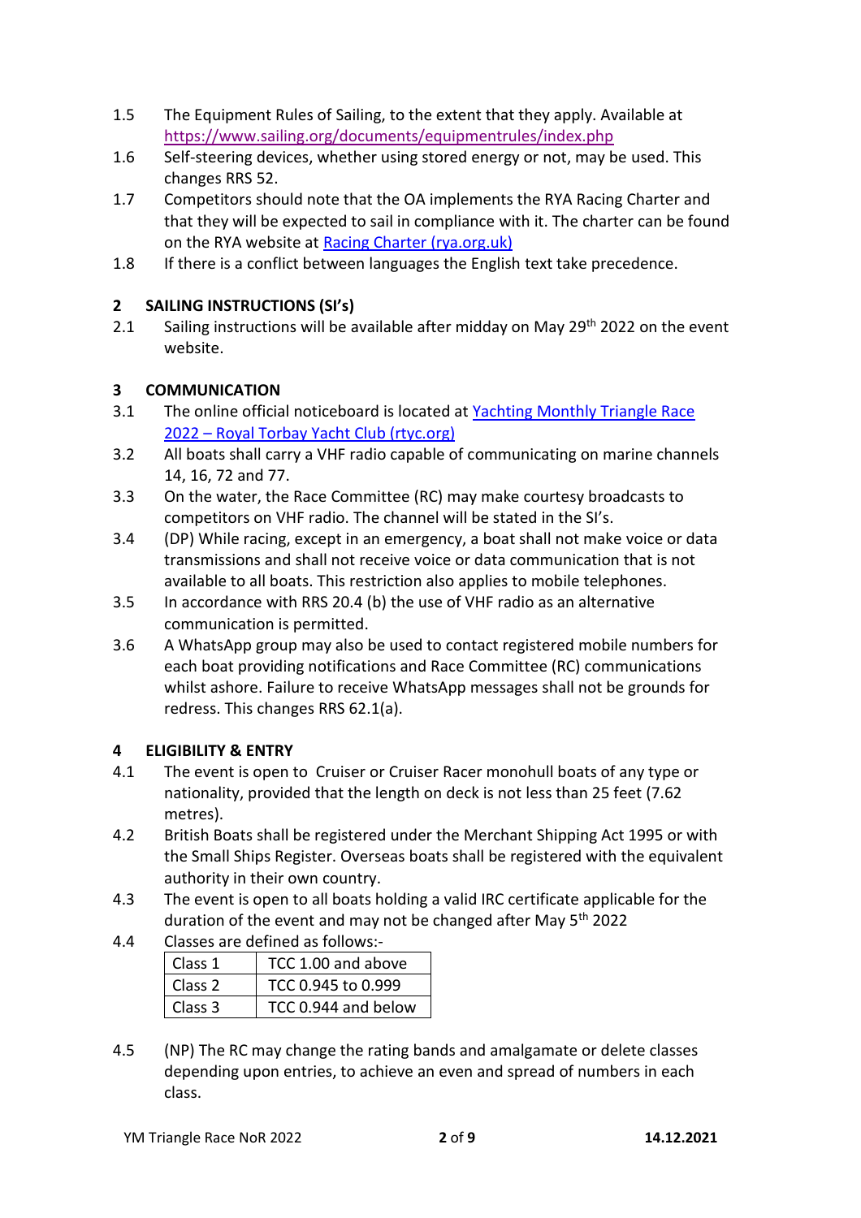1.5 The Equipment Rules of Sailing, to the extent that they apply. Available at [https://www.sailing.org/documents/equipmentrules/index.php](https://www.sailing.org/documents/equipmentrules/index.php)

1.6 Self-steering devices, whether using stored energy or not, may be used. This changes RRS 52.

1.7 Competitors should note that the OA implements the RYA Racing Charter and that they will be expected to sail in compliance with it. The charter can be found on the RYA website at [Racing Charter (rya.org.uk)](Racing Charter (rya.org.uk))

1.8 If there is a conflict between languages the English text take precedence.

## 2 SAILING INSTRUCTIONS (SI's)

2.1 Sailing instructions will be available after midday on May 29th 2022 on the event website.

## 3 COMMUNICATION

3.1 The online official noticeboard is located at [Yachting Monthly Triangle Race 2022 – Royal Torbay Yacht Club (rtyc.org)](Yachting Monthly Triangle Race 2022 – Royal Torbay Yacht Club (rtyc.org))

3.2 All boats shall carry a VHF radio capable of communicating on marine channels 14, 16, 72 and 77.

3.3 On the water, the Race Committee (RC) may make courtesy broadcasts to competitors on VHF radio. The channel will be stated in the SI's.

3.4 (DP) While racing, except in an emergency, a boat shall not make voice or data transmissions and shall not receive voice or data communication that is not available to all boats. This restriction also applies to mobile telephones.

3.5 In accordance with RRS 20.4 (b) the use of VHF radio as an alternative communication is permitted.

3.6 A WhatsApp group may also be used to contact registered mobile numbers for each boat providing notifications and Race Committee (RC) communications whilst ashore. Failure to receive WhatsApp messages shall not be grounds for redress. This changes RRS 62.1(a).

## 4 ELIGIBILITY & ENTRY

4.1 The event is open to Cruiser or Cruiser Racer monohull boats of any type or nationality, provided that the length on deck is not less than 25 feet (7.62 metres).

4.2 British Boats shall be registered under the Merchant Shipping Act 1995 or with the Small Ships Register. Overseas boats shall be registered with the equivalent authority in their own country.

4.3 The event is open to all boats holding a valid IRC certificate applicable for the duration of the event and may not be changed after May 5th 2022

4.4 Classes are defined as follows:-

| Class | TCC |
|---|---|
| Class 1 | TCC 1.00 and above |
| Class 2 | TCC 0.945 to 0.999 |
| Class 3 | TCC 0.944 and below |

4.5 (NP) The RC may change the rating bands and amalgamate or delete classes depending upon entries, to achieve an even and spread of numbers in each class.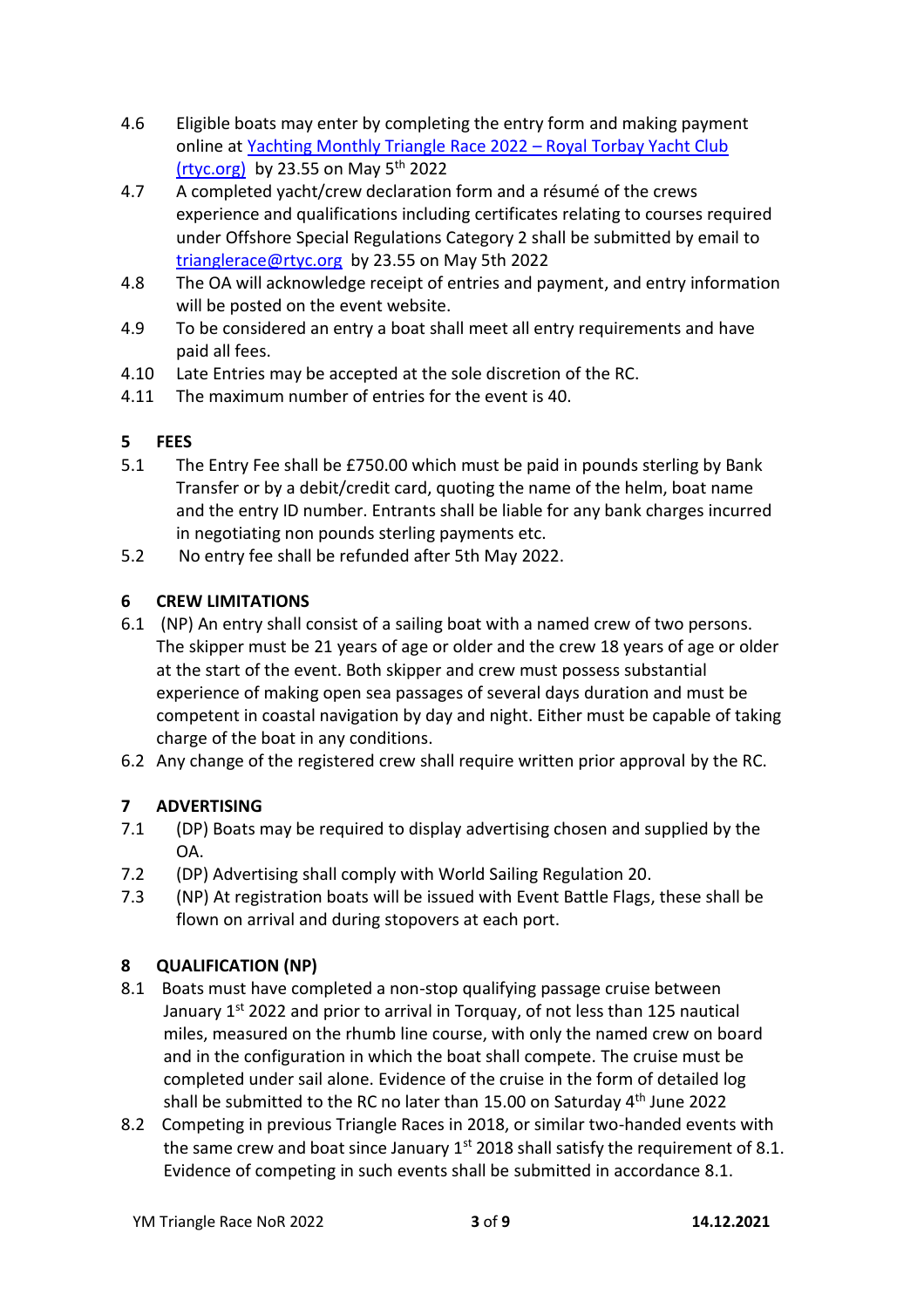4.6 Eligible boats may enter by completing the entry form and making payment online at [Yachting Monthly Triangle Race 2022 – Royal Torbay Yacht Club (rtyc.org)](rtyc.org) by 23.55 on May 5th 2022

4.7 A completed yacht/crew declaration form and a résumé of the crews experience and qualifications including certificates relating to courses required under Offshore Special Regulations Category 2 shall be submitted by email to trianglerace@rtyc.org by 23.55 on May 5th 2022

4.8 The OA will acknowledge receipt of entries and payment, and entry information will be posted on the event website.

4.9 To be considered an entry a boat shall meet all entry requirements and have paid all fees.

4.10 Late Entries may be accepted at the sole discretion of the RC.

4.11 The maximum number of entries for the event is 40.

## 5 FEES

5.1 The Entry Fee shall be £750.00 which must be paid in pounds sterling by Bank Transfer or by a debit/credit card, quoting the name of the helm, boat name and the entry ID number. Entrants shall be liable for any bank charges incurred in negotiating non pounds sterling payments etc.

5.2 No entry fee shall be refunded after 5th May 2022.

## 6 CREW LIMITATIONS

6.1 (NP) An entry shall consist of a sailing boat with a named crew of two persons. The skipper must be 21 years of age or older and the crew 18 years of age or older at the start of the event. Both skipper and crew must possess substantial experience of making open sea passages of several days duration and must be competent in coastal navigation by day and night. Either must be capable of taking charge of the boat in any conditions.

6.2 Any change of the registered crew shall require written prior approval by the RC.

## 7 ADVERTISING

7.1 (DP) Boats may be required to display advertising chosen and supplied by the OA.

7.2 (DP) Advertising shall comply with World Sailing Regulation 20.

7.3 (NP) At registration boats will be issued with Event Battle Flags, these shall be flown on arrival and during stopovers at each port.

## 8 QUALIFICATION (NP)

8.1 Boats must have completed a non-stop qualifying passage cruise between January 1st 2022 and prior to arrival in Torquay, of not less than 125 nautical miles, measured on the rhumb line course, with only the named crew on board and in the configuration in which the boat shall compete. The cruise must be completed under sail alone. Evidence of the cruise in the form of detailed log shall be submitted to the RC no later than 15.00 on Saturday 4th June 2022

8.2 Competing in previous Triangle Races in 2018, or similar two-handed events with the same crew and boat since January 1st 2018 shall satisfy the requirement of 8.1. Evidence of competing in such events shall be submitted in accordance 8.1.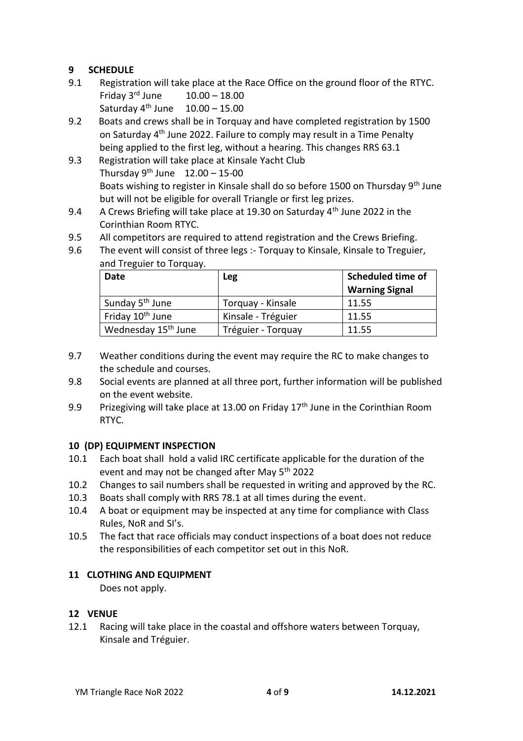## 9 SCHEDULE

9.1 Registration will take place at the Race Office on the ground floor of the RTYC.
Friday 3rd June 10.00 – 18.00
Saturday 4th June 10.00 – 15.00

9.2 Boats and crews shall be in Torquay and have completed registration by 1500 on Saturday 4th June 2022. Failure to comply may result in a Time Penalty being applied to the first leg, without a hearing. This changes RRS 63.1

9.3 Registration will take place at Kinsale Yacht Club
Thursday 9th June 12.00 – 15-00
Boats wishing to register in Kinsale shall do so before 1500 on Thursday 9th June but will not be eligible for overall Triangle or first leg prizes.

9.4 A Crews Briefing will take place at 19.30 on Saturday 4th June 2022 in the Corinthian Room RTYC.

9.5 All competitors are required to attend registration and the Crews Briefing.

9.6 The event will consist of three legs :- Torquay to Kinsale, Kinsale to Treguier, and Treguier to Torquay.

| Date | Leg | Scheduled time of Warning Signal |
|---|---|---|
| Sunday 5th June | Torquay - Kinsale | 11.55 |
| Friday 10th June | Kinsale - Tréguier | 11.55 |
| Wednesday 15th June | Tréguier - Torquay | 11.55 |

9.7 Weather conditions during the event may require the RC to make changes to the schedule and courses.

9.8 Social events are planned at all three port, further information will be published on the event website.

9.9 Prizegiving will take place at 13.00 on Friday 17th June in the Corinthian Room RTYC.

## 10 (DP) EQUIPMENT INSPECTION

10.1 Each boat shall hold a valid IRC certificate applicable for the duration of the event and may not be changed after May 5th 2022

10.2 Changes to sail numbers shall be requested in writing and approved by the RC.

10.3 Boats shall comply with RRS 78.1 at all times during the event.

10.4 A boat or equipment may be inspected at any time for compliance with Class Rules, NoR and SI's.

10.5 The fact that race officials may conduct inspections of a boat does not reduce the responsibilities of each competitor set out in this NoR.

## 11 CLOTHING AND EQUIPMENT

Does not apply.

## 12 VENUE

12.1 Racing will take place in the coastal and offshore waters between Torquay, Kinsale and Tréguier.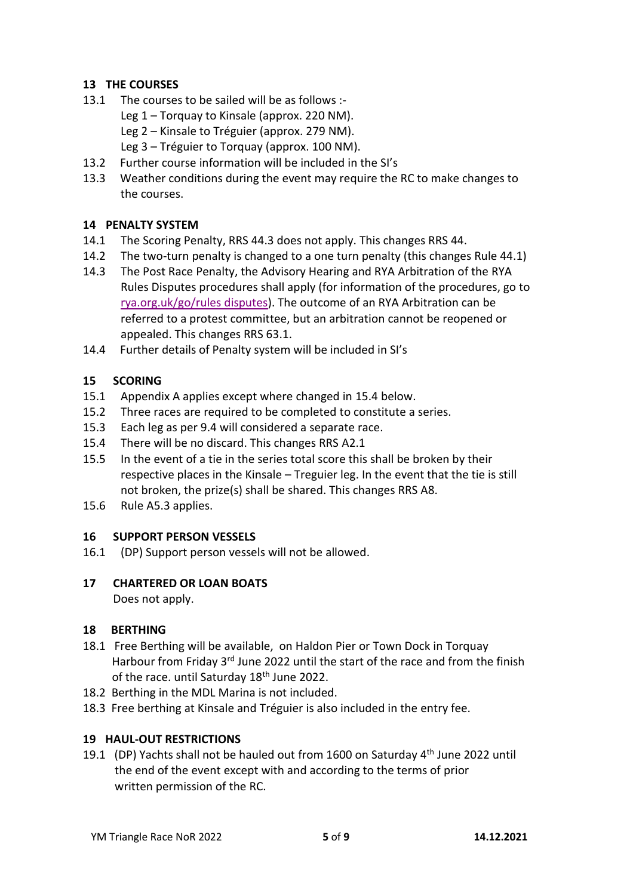## 13 THE COURSES

13.1 The courses to be sailed will be as follows :-
 Leg 1 – Torquay to Kinsale (approx. 220 NM).
 Leg 2 – Kinsale to Tréguier (approx. 279 NM).
 Leg 3 – Tréguier to Torquay (approx. 100 NM).

13.2 Further course information will be included in the SI's

13.3 Weather conditions during the event may require the RC to make changes to the courses.

## 14 PENALTY SYSTEM

14.1 The Scoring Penalty, RRS 44.3 does not apply. This changes RRS 44.

14.2 The two-turn penalty is changed to a one turn penalty (this changes Rule 44.1)

14.3 The Post Race Penalty, the Advisory Hearing and RYA Arbitration of the RYA Rules Disputes procedures shall apply (for information of the procedures, go to rya.org.uk/go/rules disputes). The outcome of an RYA Arbitration can be referred to a protest committee, but an arbitration cannot be reopened or appealed. This changes RRS 63.1.

14.4 Further details of Penalty system will be included in SI's

## 15 SCORING

15.1 Appendix A applies except where changed in 15.4 below.

15.2 Three races are required to be completed to constitute a series.

15.3 Each leg as per 9.4 will considered a separate race.

15.4 There will be no discard. This changes RRS A2.1

15.5 In the event of a tie in the series total score this shall be broken by their respective places in the Kinsale – Treguier leg. In the event that the tie is still not broken, the prize(s) shall be shared. This changes RRS A8.

15.6 Rule A5.3 applies.

## 16 SUPPORT PERSON VESSELS

16.1 (DP) Support person vessels will not be allowed.

## 17 CHARTERED OR LOAN BOATS

Does not apply.

## 18 BERTHING

18.1 Free Berthing will be available, on Haldon Pier or Town Dock in Torquay Harbour from Friday 3rd June 2022 until the start of the race and from the finish of the race. until Saturday 18th June 2022.

18.2 Berthing in the MDL Marina is not included.

18.3 Free berthing at Kinsale and Tréguier is also included in the entry fee.

## 19 HAUL-OUT RESTRICTIONS

19.1 (DP) Yachts shall not be hauled out from 1600 on Saturday 4th June 2022 until the end of the event except with and according to the terms of prior written permission of the RC.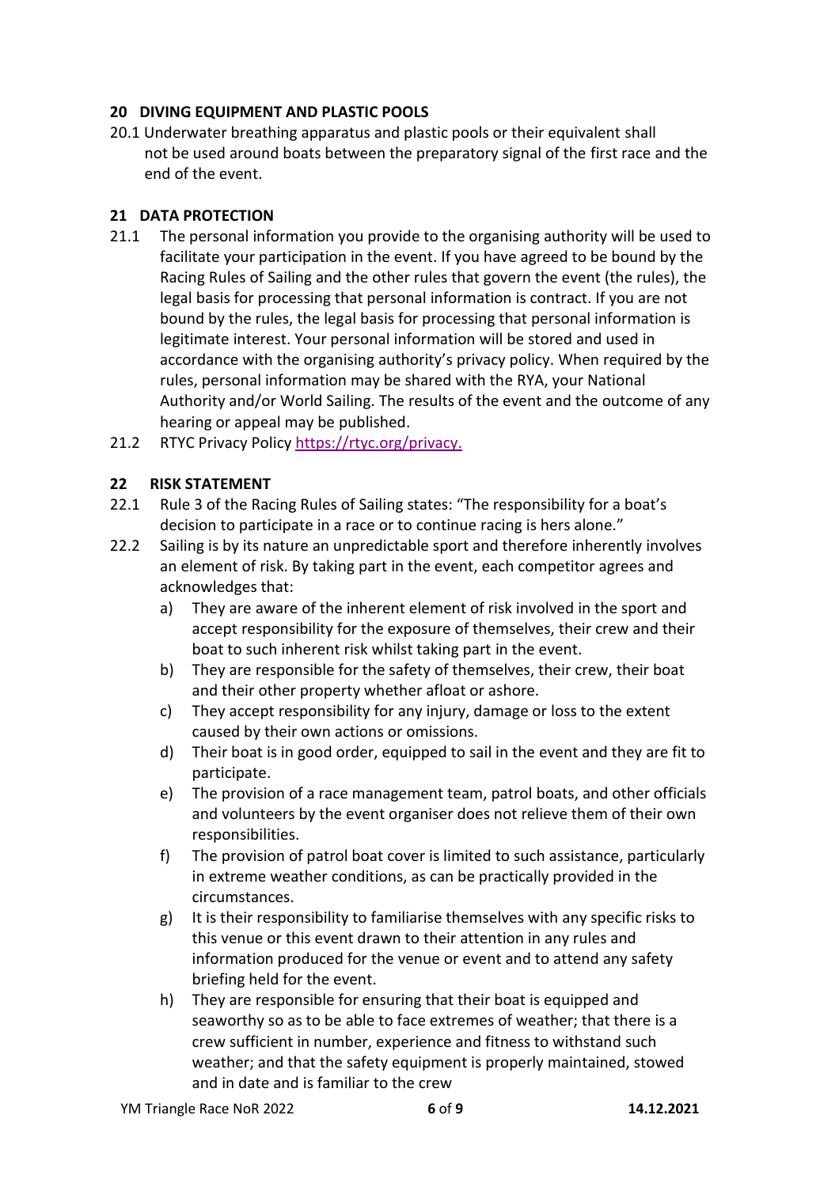## 20 DIVING EQUIPMENT AND PLASTIC POOLS

20.1 Underwater breathing apparatus and plastic pools or their equivalent shall not be used around boats between the preparatory signal of the first race and the end of the event.

## 21 DATA PROTECTION

21.1 The personal information you provide to the organising authority will be used to facilitate your participation in the event. If you have agreed to be bound by the Racing Rules of Sailing and the other rules that govern the event (the rules), the legal basis for processing that personal information is contract. If you are not bound by the rules, the legal basis for processing that personal information is legitimate interest. Your personal information will be stored and used in accordance with the organising authority's privacy policy. When required by the rules, personal information may be shared with the RYA, your National Authority and/or World Sailing. The results of the event and the outcome of any hearing or appeal may be published.

21.2 RTYC Privacy Policy https://rtyc.org/privacy.

## 22 RISK STATEMENT

22.1 Rule 3 of the Racing Rules of Sailing states: "The responsibility for a boat's decision to participate in a race or to continue racing is hers alone."

22.2 Sailing is by its nature an unpredictable sport and therefore inherently involves an element of risk. By taking part in the event, each competitor agrees and acknowledges that:

a) They are aware of the inherent element of risk involved in the sport and accept responsibility for the exposure of themselves, their crew and their boat to such inherent risk whilst taking part in the event.
b) They are responsible for the safety of themselves, their crew, their boat and their other property whether afloat or ashore.
c) They accept responsibility for any injury, damage or loss to the extent caused by their own actions or omissions.
d) Their boat is in good order, equipped to sail in the event and they are fit to participate.
e) The provision of a race management team, patrol boats, and other officials and volunteers by the event organiser does not relieve them of their own responsibilities.
f) The provision of patrol boat cover is limited to such assistance, particularly in extreme weather conditions, as can be practically provided in the circumstances.
g) It is their responsibility to familiarise themselves with any specific risks to this venue or this event drawn to their attention in any rules and information produced for the venue or event and to attend any safety briefing held for the event.
h) They are responsible for ensuring that their boat is equipped and seaworthy so as to be able to face extremes of weather; that there is a crew sufficient in number, experience and fitness to withstand such weather; and that the safety equipment is properly maintained, stowed and in date and is familiar to the crew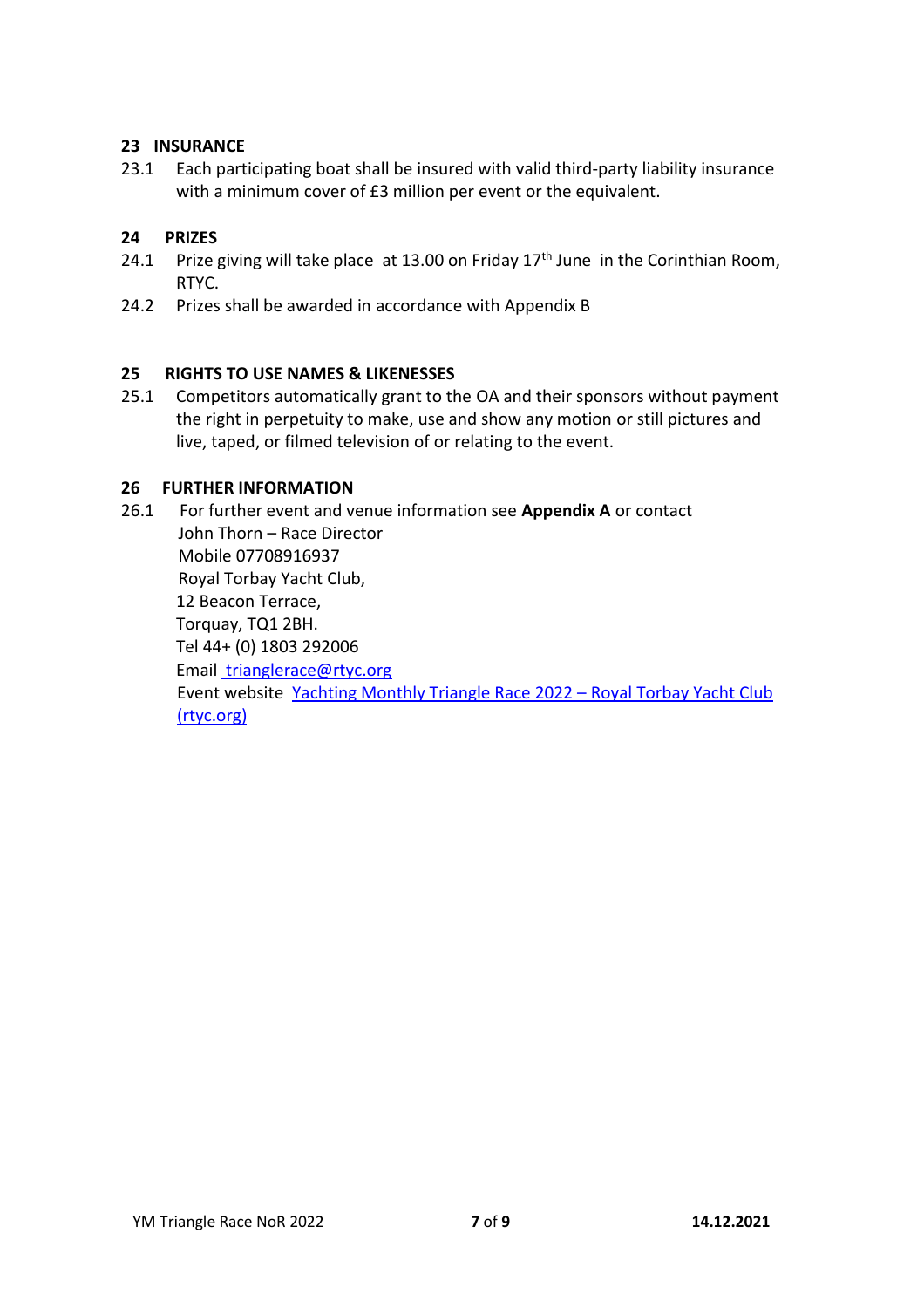## 23 INSURANCE

23.1 Each participating boat shall be insured with valid third-party liability insurance with a minimum cover of £3 million per event or the equivalent.

## 24 PRIZES

24.1 Prize giving will take place at 13.00 on Friday 17th June in the Corinthian Room, RTYC.

24.2 Prizes shall be awarded in accordance with Appendix B

## 25 RIGHTS TO USE NAMES & LIKENESSES

25.1 Competitors automatically grant to the OA and their sponsors without payment the right in perpetuity to make, use and show any motion or still pictures and live, taped, or filmed television of or relating to the event.

## 26 FURTHER INFORMATION

26.1 For further event and venue information see **Appendix A** or contact
John Thorn – Race Director
Mobile 07708916937
Royal Torbay Yacht Club,
12 Beacon Terrace,
Torquay, TQ1 2BH.
Tel 44+ (0) 1803 292006
Email trianglerace@rtyc.org
Event website Yachting Monthly Triangle Race 2022 – Royal Torbay Yacht Club (rtyc.org)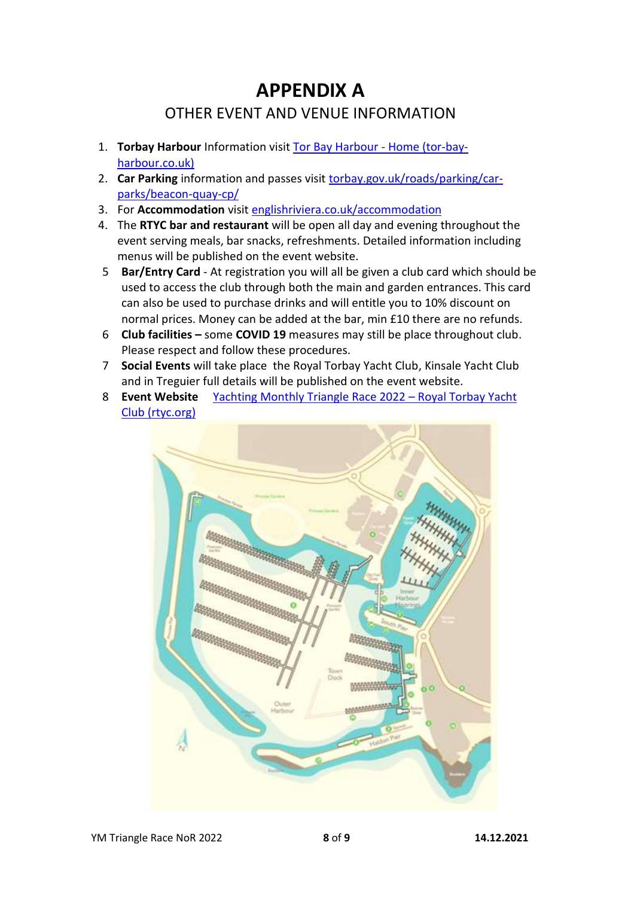# APPENDIX A

## OTHER EVENT AND VENUE INFORMATION

1. **Torbay Harbour** Information visit [Tor Bay Harbour - Home (tor-bay-harbour.co.uk)](tor-bay-harbour.co.uk)
2. **Car Parking** information and passes visit [torbay.gov.uk/roads/parking/car-parks/beacon-quay-cp/](torbay.gov.uk/roads/parking/car-parks/beacon-quay-cp/)
3. For **Accommodation** visit [englishriviera.co.uk/accommodation](englishriviera.co.uk/accommodation)
4. The **RTYC bar and restaurant** will be open all day and evening throughout the event serving meals, bar snacks, refreshments. Detailed information including menus will be published on the event website.
5. **Bar/Entry Card** - At registration you will all be given a club card which should be used to access the club through both the main and garden entrances. This card can also be used to purchase drinks and will entitle you to 10% discount on normal prices. Money can be added at the bar, min £10 there are no refunds.
6. **Club facilities –** some **COVID 19** measures may still be place throughout club. Please respect and follow these procedures.
7. **Social Events** will take place the Royal Torbay Yacht Club, Kinsale Yacht Club and in Treguier full details will be published on the event website.
8. **Event Website** [Yachting Monthly Triangle Race 2022 – Royal Torbay Yacht Club (rtyc.org)](rtyc.org)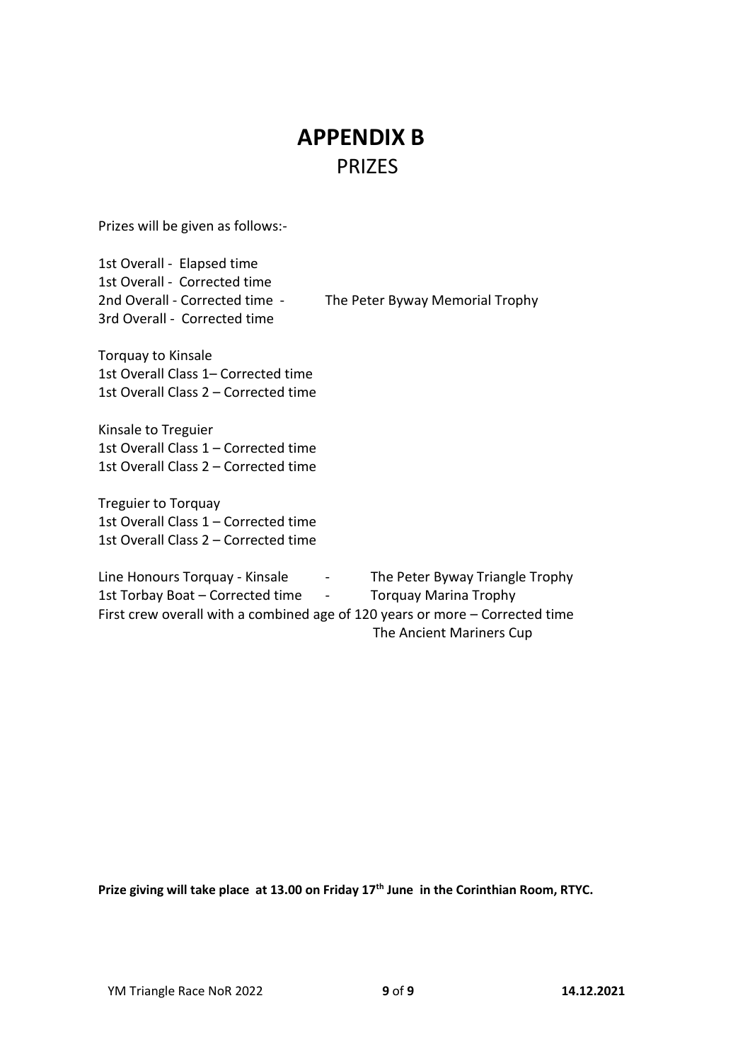# APPENDIX B

## PRIZES

Prizes will be given as follows:-

1st Overall - Elapsed time
1st Overall - Corrected time
2nd Overall - Corrected time - The Peter Byway Memorial Trophy
3rd Overall - Corrected time

Torquay to Kinsale
1st Overall Class 1– Corrected time
1st Overall Class 2 – Corrected time

Kinsale to Treguier
1st Overall Class 1 – Corrected time
1st Overall Class 2 – Corrected time

Treguier to Torquay
1st Overall Class 1 – Corrected time
1st Overall Class 2 – Corrected time

Line Honours Torquay - Kinsale - The Peter Byway Triangle Trophy
1st Torbay Boat – Corrected time - Torquay Marina Trophy
First crew overall with a combined age of 120 years or more – Corrected time
The Ancient Mariners Cup

**Prize giving will take place at 13.00 on Friday 17th June in the Corinthian Room, RTYC.**